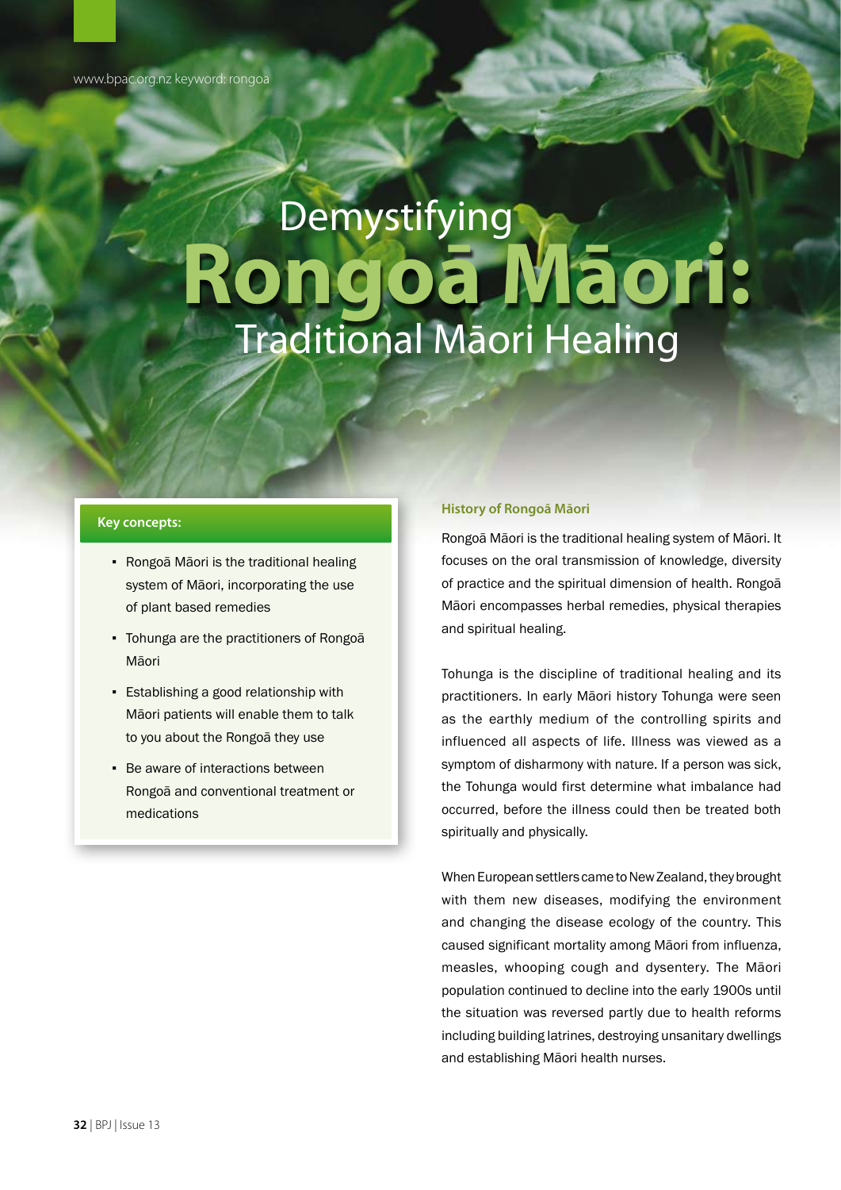# Demystifying Rongoā Māori: Traditional Māori Healing

**Key concepts:**

- Rongoā Māori is the traditional healing system of Māori, incorporating the use of plant based remedies
- Tohunga are the practitioners of Rongoā Māori
- Establishing a good relationship with Māori patients will enable them to talk to you about the Rongoā they use
- Be aware of interactions between Rongoā and conventional treatment or medications

## History of Rongoā Māori

Rongoā Māori is the traditional healing system of Māori. It focuses on the oral transmission of knowledge, diversity of practice and the spiritual dimension of health. Rongoā Māori encompasses herbal remedies, physical therapies and spiritual healing.

Tohunga is the discipline of traditional healing and its practitioners. In early Māori history Tohunga were seen as the earthly medium of the controlling spirits and influenced all aspects of life. Illness was viewed as a symptom of disharmony with nature. If a person was sick, the Tohunga would first determine what imbalance had occurred, before the illness could then be treated both spiritually and physically.

When European settlers came to New Zealand, they brought with them new diseases, modifying the environment and changing the disease ecology of the country. This caused significant mortality among Māori from influenza, measles, whooping cough and dysentery. The Māori population continued to decline into the early 1900s until the situation was reversed partly due to health reforms including building latrines, destroying unsanitary dwellings and establishing Māori health nurses.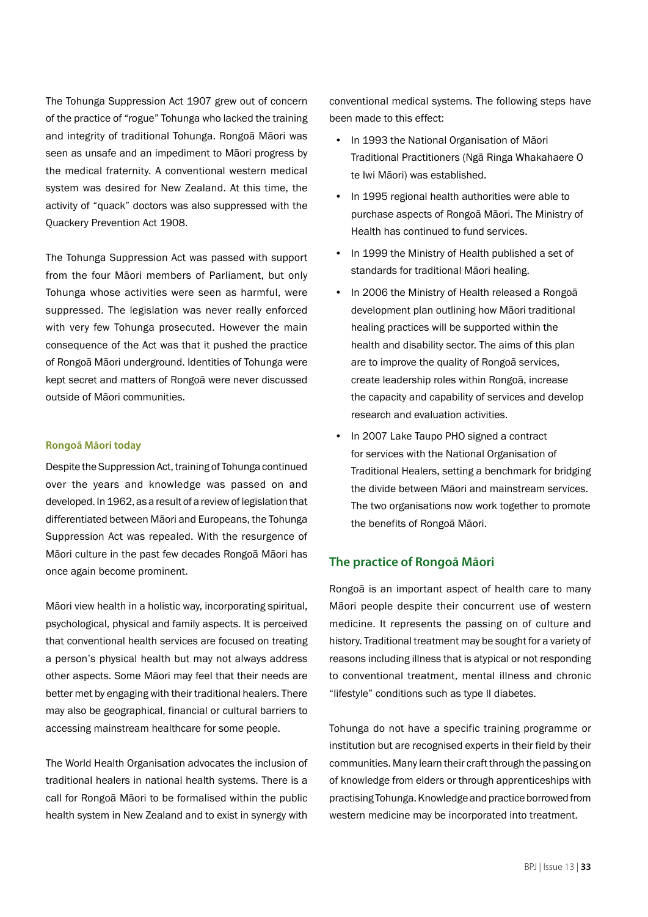The Tohunga Suppression Act 1907 grew out of concern of the practice of "rogue" Tohunga who lacked the training and integrity of traditional Tohunga. Rongoā Māori was seen as unsafe and an impediment to Māori progress by the medical fraternity. A conventional western medical system was desired for New Zealand. At this time, the activity of "quack" doctors was also suppressed with the Quackery Prevention Act 1908.

The Tohunga Suppression Act was passed with support from the four Māori members of Parliament, but only Tohunga whose activities were seen as harmful, were suppressed. The legislation was never really enforced with very few Tohunga prosecuted. However the main consequence of the Act was that it pushed the practice of Rongoā Māori underground. Identities of Tohunga were kept secret and matters of Rongoā were never discussed outside of Māori communities.

### Rongoā Māori today

Despite the Suppression Act, training of Tohunga continued over the years and knowledge was passed on and developed. In 1962, as a result of a review of legislation that differentiated between Māori and Europeans, the Tohunga Suppression Act was repealed. With the resurgence of Māori culture in the past few decades Rongoā Māori has once again become prominent.

Māori view health in a holistic way, incorporating spiritual, psychological, physical and family aspects. It is perceived that conventional health services are focused on treating a person's physical health but may not always address other aspects. Some Māori may feel that their needs are better met by engaging with their traditional healers. There may also be geographical, financial or cultural barriers to accessing mainstream healthcare for some people.

The World Health Organisation advocates the inclusion of traditional healers in national health systems. There is a call for Rongoā Māori to be formalised within the public health system in New Zealand and to exist in synergy with conventional medical systems. The following steps have been made to this effect:

- In 1993 the National Organisation of Māori Traditional Practitioners (Ngā Ringa Whakahaere O te Iwi Māori) was established.
- In 1995 regional health authorities were able to purchase aspects of Rongoā Māori. The Ministry of Health has continued to fund services.
- In 1999 the Ministry of Health published a set of standards for traditional Māori healing.
- In 2006 the Ministry of Health released a Rongoā development plan outlining how Māori traditional healing practices will be supported within the health and disability sector. The aims of this plan are to improve the quality of Rongoā services, create leadership roles within Rongoā, increase the capacity and capability of services and develop research and evaluation activities.
- In 2007 Lake Taupo PHO signed a contract for services with the National Organisation of Traditional Healers, setting a benchmark for bridging the divide between Māori and mainstream services. The two organisations now work together to promote the benefits of Rongoā Māori.

## The practice of Rongoā Māori

Rongoā is an important aspect of health care to many Māori people despite their concurrent use of western medicine. It represents the passing on of culture and history. Traditional treatment may be sought for a variety of reasons including illness that is atypical or not responding to conventional treatment, mental illness and chronic "lifestyle" conditions such as type II diabetes.

Tohunga do not have a specific training programme or institution but are recognised experts in their field by their communities. Many learn their craft through the passing on of knowledge from elders or through apprenticeships with practising Tohunga. Knowledge and practice borrowed from western medicine may be incorporated into treatment.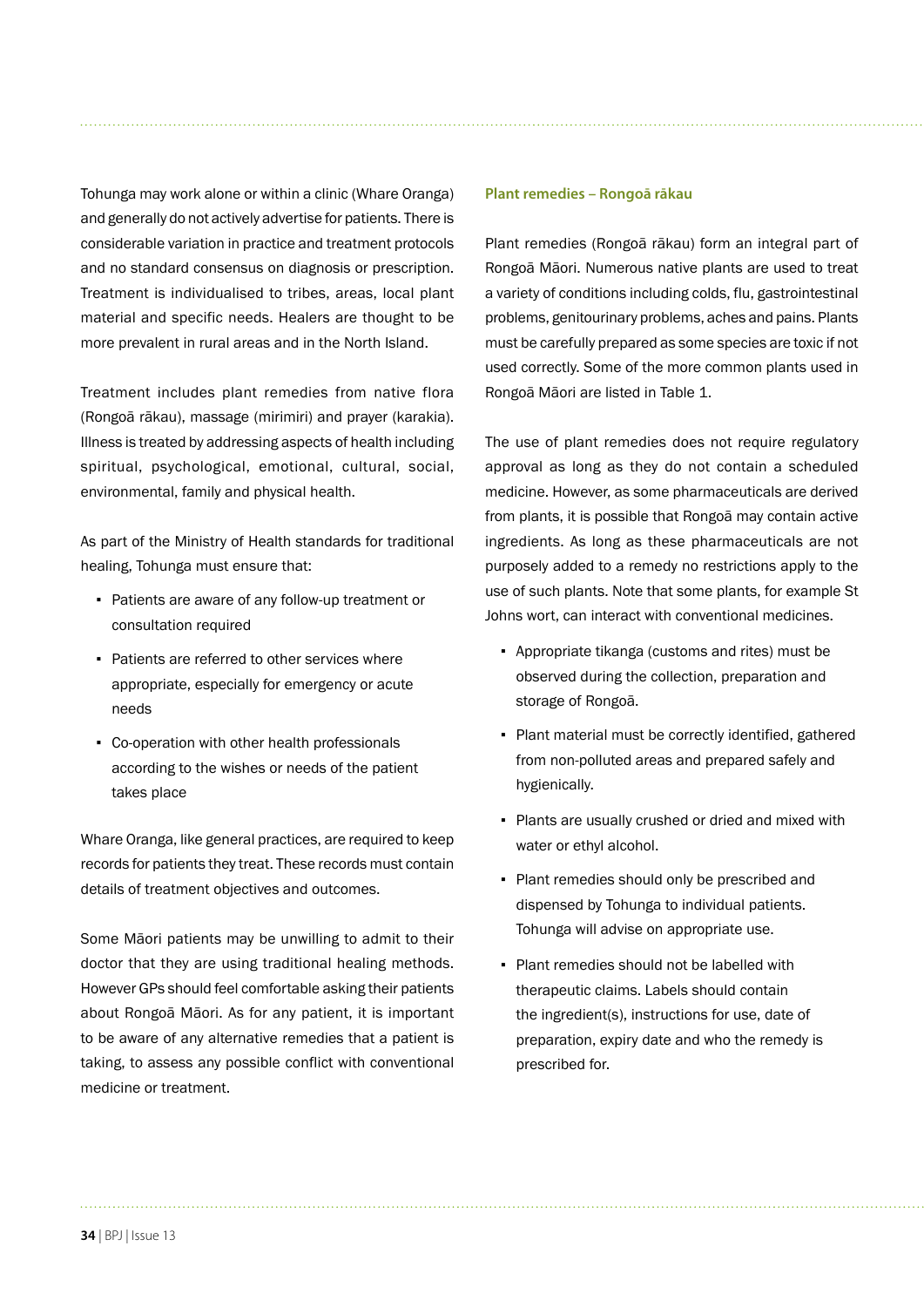Tohunga may work alone or within a clinic (Whare Oranga) and generally do not actively advertise for patients. There is considerable variation in practice and treatment protocols and no standard consensus on diagnosis or prescription. Treatment is individualised to tribes, areas, local plant material and specific needs. Healers are thought to be more prevalent in rural areas and in the North Island.

Treatment includes plant remedies from native flora (Rongoā rākau), massage (mirimiri) and prayer (karakia). Illness is treated by addressing aspects of health including spiritual, psychological, emotional, cultural, social, environmental, family and physical health.

As part of the Ministry of Health standards for traditional healing, Tohunga must ensure that:

- Patients are aware of any follow-up treatment or consultation required
- Patients are referred to other services where appropriate, especially for emergency or acute needs
- Co-operation with other health professionals according to the wishes or needs of the patient takes place

Whare Oranga, like general practices, are required to keep records for patients they treat. These records must contain details of treatment objectives and outcomes.

Some Māori patients may be unwilling to admit to their doctor that they are using traditional healing methods. However GPs should feel comfortable asking their patients about Rongoā Māori. As for any patient, it is important to be aware of any alternative remedies that a patient is taking, to assess any possible conflict with conventional medicine or treatment.

### Plant remedies – Rongoā rākau

Plant remedies (Rongoā rākau) form an integral part of Rongoā Māori. Numerous native plants are used to treat a variety of conditions including colds, flu, gastrointestinal problems, genitourinary problems, aches and pains. Plants must be carefully prepared as some species are toxic if not used correctly. Some of the more common plants used in Rongoā Māori are listed in Table 1.

The use of plant remedies does not require regulatory approval as long as they do not contain a scheduled medicine. However, as some pharmaceuticals are derived from plants, it is possible that Rongoā may contain active ingredients. As long as these pharmaceuticals are not purposely added to a remedy no restrictions apply to the use of such plants. Note that some plants, for example St Johns wort, can interact with conventional medicines.

- Appropriate tikanga (customs and rites) must be observed during the collection, preparation and storage of Rongoā.
- Plant material must be correctly identified, gathered from non-polluted areas and prepared safely and hygienically.
- Plants are usually crushed or dried and mixed with water or ethyl alcohol.
- Plant remedies should only be prescribed and dispensed by Tohunga to individual patients. Tohunga will advise on appropriate use.
- Plant remedies should not be labelled with therapeutic claims. Labels should contain the ingredient(s), instructions for use, date of preparation, expiry date and who the remedy is prescribed for.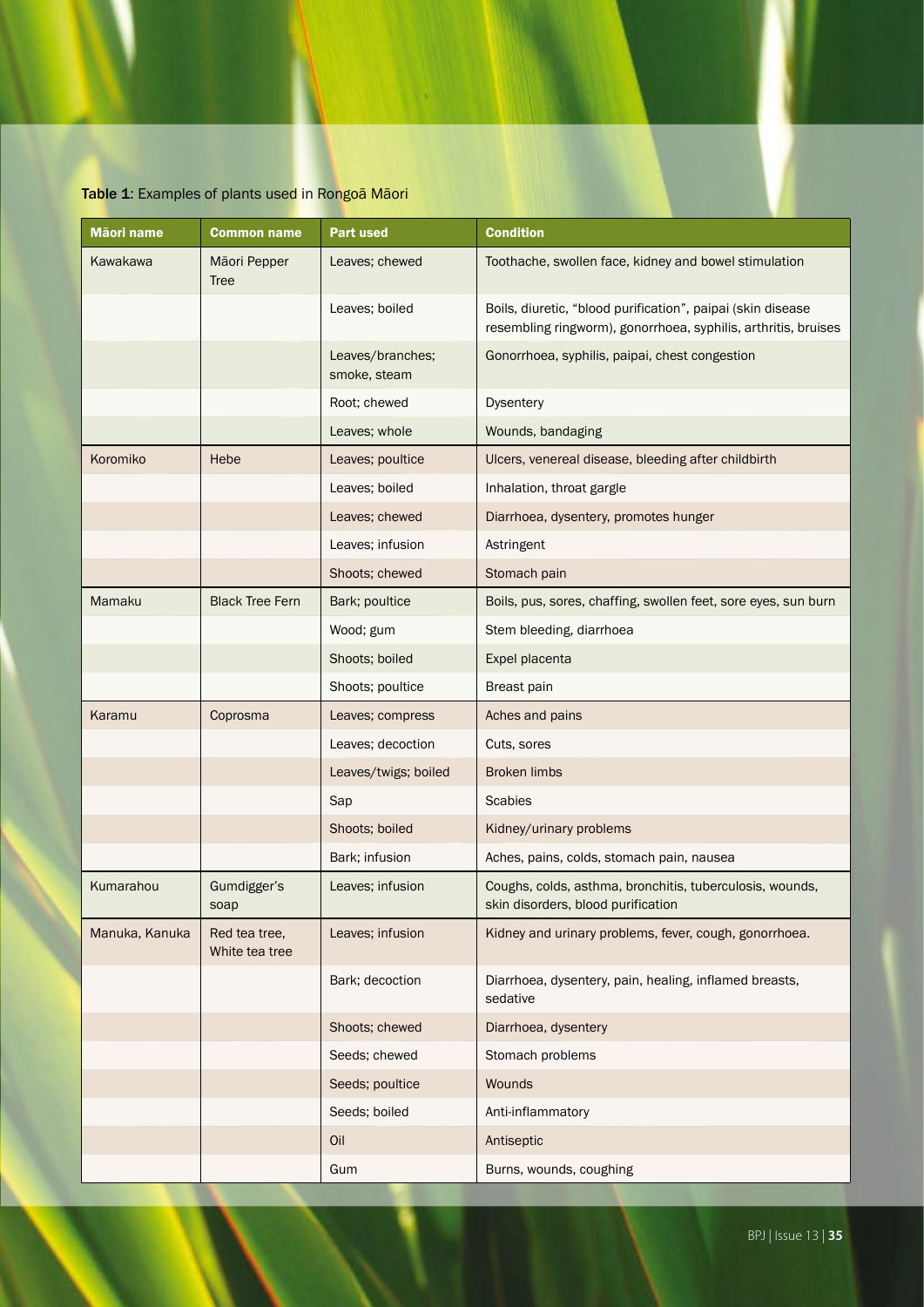**Table 1**: Examples of plants used in Rongoā Māori

| Māori name | Common name | Part used | Condition |
|---|---|---|---|
| Kawakawa | Māori Pepper Tree | Leaves; chewed | Toothache, swollen face, kidney and bowel stimulation |
| | | Leaves; boiled | Boils, diuretic, "blood purification", paipai (skin disease resembling ringworm), gonorrhoea, syphilis, arthritis, bruises |
| | | Leaves/branches; smoke, steam | Gonorrhoea, syphilis, paipai, chest congestion |
| | | Root; chewed | Dysentery |
| | | Leaves; whole | Wounds, bandaging |
| Koromiko | Hebe | Leaves; poultice | Ulcers, venereal disease, bleeding after childbirth |
| | | Leaves; boiled | Inhalation, throat gargle |
| | | Leaves; chewed | Diarrhoea, dysentery, promotes hunger |
| | | Leaves; infusion | Astringent |
| | | Shoots; chewed | Stomach pain |
| Mamaku | Black Tree Fern | Bark; poultice | Boils, pus, sores, chaffing, swollen feet, sore eyes, sun burn |
| | | Wood; gum | Stem bleeding, diarrhoea |
| | | Shoots; boiled | Expel placenta |
| | | Shoots; poultice | Breast pain |
| Karamu | Coprosma | Leaves; compress | Aches and pains |
| | | Leaves; decoction | Cuts, sores |
| | | Leaves/twigs; boiled | Broken limbs |
| | | Sap | Scabies |
| | | Shoots; boiled | Kidney/urinary problems |
| | | Bark; infusion | Aches, pains, colds, stomach pain, nausea |
| Kumarahou | Gumdigger's soap | Leaves; infusion | Coughs, colds, asthma, bronchitis, tuberculosis, wounds, skin disorders, blood purification |
| Manuka, Kanuka | Red tea tree, White tea tree | Leaves; infusion | Kidney and urinary problems, fever, cough, gonorrhoea. |
| | | Bark; decoction | Diarrhoea, dysentery, pain, healing, inflamed breasts, sedative |
| | | Shoots; chewed | Diarrhoea, dysentery |
| | | Seeds; chewed | Stomach problems |
| | | Seeds; poultice | Wounds |
| | | Seeds; boiled | Anti-inflammatory |
| | | Oil | Antiseptic |
| | | Gum | Burns, wounds, coughing |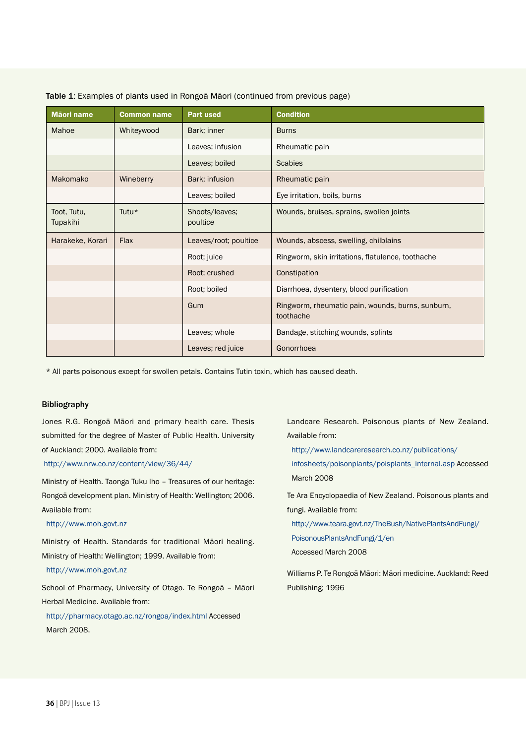**Table 1**: Examples of plants used in Rongoā Māori (continued from previous page)

| Māori name | Common name | Part used | Condition |
|---|---|---|---|
| Mahoe | Whiteywood | Bark; inner | Burns |
| | | Leaves; infusion | Rheumatic pain |
| | | Leaves; boiled | Scabies |
| Makomako | Wineberry | Bark; infusion | Rheumatic pain |
| | | Leaves; boiled | Eye irritation, boils, burns |
| Toot, Tutu, Tupakihi | Tutu* | Shoots/leaves; poultice | Wounds, bruises, sprains, swollen joints |
| Harakeke, Korari | Flax | Leaves/root; poultice | Wounds, abscess, swelling, chilblains |
| | | Root; juice | Ringworm, skin irritations, flatulence, toothache |
| | | Root; crushed | Constipation |
| | | Root; boiled | Diarrhoea, dysentery, blood purification |
| | | Gum | Ringworm, rheumatic pain, wounds, burns, sunburn, toothache |
| | | Leaves; whole | Bandage, stitching wounds, splints |
| | | Leaves; red juice | Gonorrhoea |

* All parts poisonous except for swollen petals. Contains Tutin toxin, which has caused death.

## Bibliography

Jones R.G. Rongoā Māori and primary health care. Thesis submitted for the degree of Master of Public Health. University of Auckland; 2000. Available from: http://www.nrw.co.nz/content/view/36/44/

Ministry of Health. Taonga Tuku Iho – Treasures of our heritage: Rongoā development plan. Ministry of Health: Wellington; 2006. Available from: http://www.moh.govt.nz

Ministry of Health. Standards for traditional Māori healing. Ministry of Health: Wellington; 1999. Available from: http://www.moh.govt.nz

School of Pharmacy, University of Otago. Te Rongoā – Māori Herbal Medicine. Available from: http://pharmacy.otago.ac.nz/rongoa/index.html Accessed March 2008.

Landcare Research. Poisonous plants of New Zealand. Available from: http://www.landcareresearch.co.nz/publications/infosheets/poisonplants/poisplants_internal.asp Accessed March 2008

Te Ara Encyclopaedia of New Zealand. Poisonous plants and fungi. Available from: http://www.teara.govt.nz/TheBush/NativePlantsAndFungi/PoisonousPlantsAndFungi/1/en Accessed March 2008

Williams P. Te Rongoā Māori: Māori medicine. Auckland: Reed Publishing; 1996